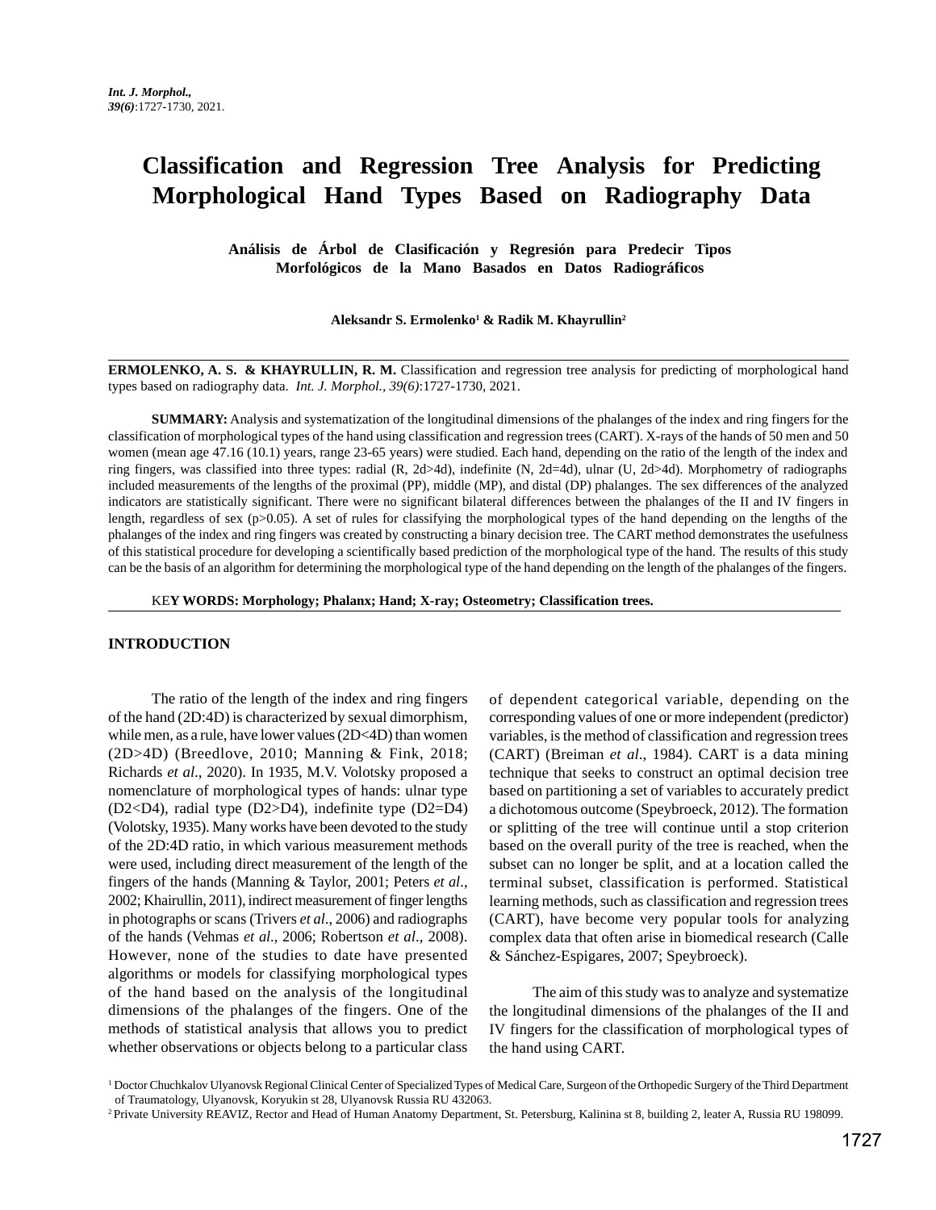# Classification and Regression Tree Analysis for Predicting Morphological Hand Types Based on Radiography Data

**Análisis de Árbol de Clasificación y Regresión para Predecir Tipos Morfológicos de la Mano Basados en Datos Radiográficos**

**Aleksandr S. Ermolenko[1] & Radik M. Khayrullin[2]**

**ERMOLENKO, A. S. & KHAYRULLIN, R. M.** Classification and regression tree analysis for predicting of morphological hand types based on radiography data. *Int. J. Morphol., 39(6)*:1727-1730, 2021.

**SUMMARY:** Analysis and systematization of the longitudinal dimensions of the phalanges of the index and ring fingers for the classification of morphological types of the hand using classification and regression trees (CART). X-rays of the hands of 50 men and 50 women (mean age 47.16 (10.1) years, range 23-65 years) were studied. Each hand, depending on the ratio of the length of the index and ring fingers, was classified into three types: radial (R, 2d>4d), indefinite (N, 2d=4d), ulnar (U, 2d>4d). Morphometry of radiographs included measurements of the lengths of the proximal (PP), middle (MP), and distal (DP) phalanges. The sex differences of the analyzed indicators are statistically significant. There were no significant bilateral differences between the phalanges of the II and IV fingers in length, regardless of sex (p>0.05). A set of rules for classifying the morphological types of the hand depending on the lengths of the phalanges of the index and ring fingers was created by constructing a binary decision tree. The CART method demonstrates the usefulness of this statistical procedure for developing a scientifically based prediction of the morphological type of the hand. The results of this study can be the basis of an algorithm for determining the morphological type of the hand depending on the length of the phalanges of the fingers.

KE**Y WORDS: Morphology; Phalanx; Hand; X-ray; Osteometry; Classification trees.**

## INTRODUCTION

The ratio of the length of the index and ring fingers of the hand (2D:4D) is characterized by sexual dimorphism, while men, as a rule, have lower values (2D<4D) than women (2D>4D) (Breedlove, 2010; Manning & Fink, 2018; Richards *et al*., 2020). In 1935, M.V. Volotsky proposed a nomenclature of morphological types of hands: ulnar type (D2<D4), radial type (D2>D4), indefinite type (D2=D4) (Volotsky, 1935). Many works have been devoted to the study of the 2D:4D ratio, in which various measurement methods were used, including direct measurement of the length of the fingers of the hands (Manning & Taylor, 2001; Peters *et al*., 2002; Khairullin, 2011), indirect measurement of finger lengths in photographs or scans (Trivers *et al*., 2006) and radiographs of the hands (Vehmas *et al*., 2006; Robertson *et al*., 2008). However, none of the studies to date have presented algorithms or models for classifying morphological types of the hand based on the analysis of the longitudinal dimensions of the phalanges of the fingers. One of the methods of statistical analysis that allows you to predict whether observations or objects belong to a particular class of dependent categorical variable, depending on the corresponding values of one or more independent (predictor) variables, is the method of classification and regression trees (CART) (Breiman *et al*., 1984). CART is a data mining technique that seeks to construct an optimal decision tree based on partitioning a set of variables to accurately predict a dichotomous outcome (Speybroeck, 2012). The formation or splitting of the tree will continue until a stop criterion based on the overall purity of the tree is reached, when the subset can no longer be split, and at a location called the terminal subset, classification is performed. Statistical learning methods, such as classification and regression trees (CART), have become very popular tools for analyzing complex data that often arise in biomedical research (Calle & Sánchez-Espigares, 2007; Speybroeck).

The aim of this study was to analyze and systematize the longitudinal dimensions of the phalanges of the II and IV fingers for the classification of morphological types of the hand using CART.

[1] Doctor Chuchkalov Ulyanovsk Regional Clinical Center of Specialized Types of Medical Care, Surgeon of the Orthopedic Surgery of the Third Department of Traumatology, Ulyanovsk, Koryukin st 28, Ulyanovsk Russia RU 432063.

[2] Private University REAVIZ, Rector and Head of Human Anatomy Department, St. Petersburg, Kalinina st 8, building 2, leater A, Russia RU 198099.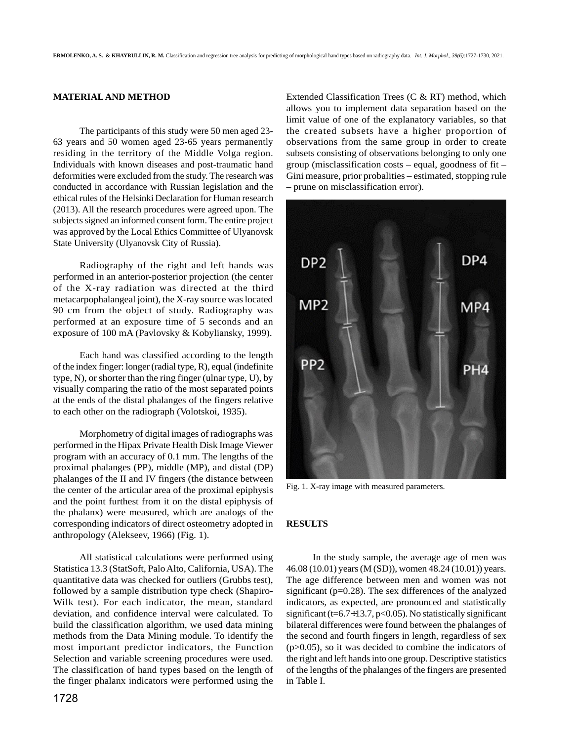## MATERIAL AND METHOD

The participants of this study were 50 men aged 23-63 years and 50 women aged 23-65 years permanently residing in the territory of the Middle Volga region. Individuals with known diseases and post-traumatic hand deformities were excluded from the study. The research was conducted in accordance with Russian legislation and the ethical rules of the Helsinki Declaration for Human research (2013). All the research procedures were agreed upon. The subjects signed an informed consent form. The entire project was approved by the Local Ethics Committee of Ulyanovsk State University (Ulyanovsk City of Russia).

Radiography of the right and left hands was performed in an anterior-posterior projection (the center of the X-ray radiation was directed at the third metacarpophalangeal joint), the X-ray source was located 90 cm from the object of study. Radiography was performed at an exposure time of 5 seconds and an exposure of 100 mA (Pavlovsky & Kobyliansky, 1999).

Each hand was classified according to the length of the index finger: longer (radial type, R), equal (indefinite type, N), or shorter than the ring finger (ulnar type, U), by visually comparing the ratio of the most separated points at the ends of the distal phalanges of the fingers relative to each other on the radiograph (Volotskoi, 1935).

Morphometry of digital images of radiographs was performed in the Hipax Private Health Disk Image Viewer program with an accuracy of 0.1 mm. The lengths of the proximal phalanges (PP), middle (MP), and distal (DP) phalanges of the II and IV fingers (the distance between the center of the articular area of the proximal epiphysis and the point furthest from it on the distal epiphysis of the phalanx) were measured, which are analogs of the corresponding indicators of direct osteometry adopted in anthropology (Alekseev, 1966) (Fig. 1).

All statistical calculations were performed using Statistica 13.3 (StatSoft, Palo Alto, California, USA). The quantitative data was checked for outliers (Grubbs test), followed by a sample distribution type check (Shapiro-Wilk test). For each indicator, the mean, standard deviation, and confidence interval were calculated. To build the classification algorithm, we used data mining methods from the Data Mining module. To identify the most important predictor indicators, the Function Selection and variable screening procedures were used. The classification of hand types based on the length of the finger phalanx indicators were performed using the Extended Classification Trees (C & RT) method, which allows you to implement data separation based on the limit value of one of the explanatory variables, so that the created subsets have a higher proportion of observations from the same group in order to create subsets consisting of observations belonging to only one group (misclassification costs – equal, goodness of fit – Gini measure, prior probalities – estimated, stopping rule – prune on misclassification error).

Fig. 1. X-ray image with measured parameters.

## RESULTS

In the study sample, the average age of men was 46.08 (10.01) years (M (SD)), women 48.24 (10.01)) years. The age difference between men and women was not significant ($p=0.28$). The sex differences of the analyzed indicators, as expected, are pronounced and statistically significant ($t=6.7\div13.7$, $p<0.05$). No statistically significant bilateral differences were found between the phalanges of the second and fourth fingers in length, regardless of sex ($p>0.05$), so it was decided to combine the indicators of the right and left hands into one group. Descriptive statistics of the lengths of the phalanges of the fingers are presented in Table I.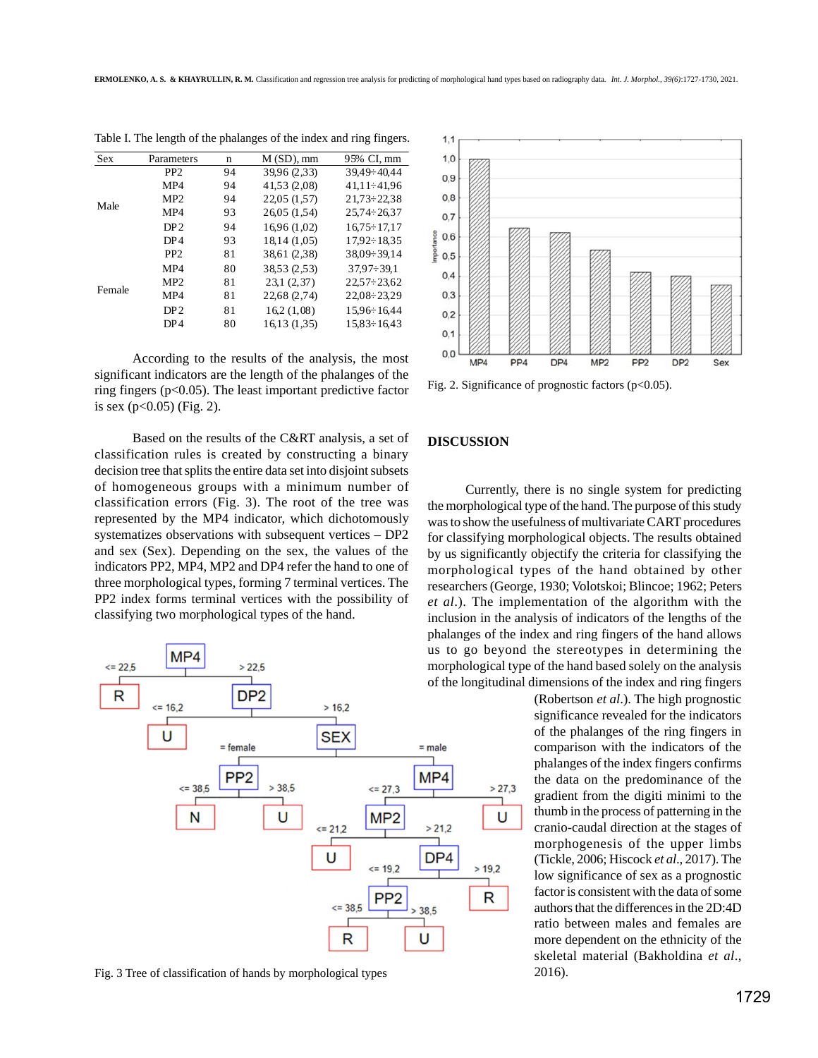Table I. The length of the phalanges of the index and ring fingers.

| Sex | Parameters | n | M (SD), mm | 95% CI, mm |
|---|---|---|---|---|
| Male | PP2 | 94 | 39,96 (2,33) | 39,49÷40,44 |
| | MP4 | 94 | 41,53 (2,08) | 41,11÷41,96 |
| | MP2 | 94 | 22,05 (1,57) | 21,73÷22,38 |
| | MP4 | 93 | 26,05 (1,54) | 25,74÷26,37 |
| | DP2 | 94 | 16,96 (1,02) | 16,75÷17,17 |
| | DP4 | 93 | 18,14 (1,05) | 17,92÷18,35 |
| Female | PP2 | 81 | 38,61 (2,38) | 38,09÷39,14 |
| | MP4 | 80 | 38,53 (2,53) | 37,97÷39,1 |
| | MP2 | 81 | 23,1 (2,37) | 22,57÷23,62 |
| | MP4 | 81 | 22,68 (2,74) | 22,08÷23,29 |
| | DP2 | 81 | 16,2 (1,08) | 15,96÷16,44 |
| | DP4 | 80 | 16,13 (1,35) | 15,83÷16,43 |

According to the results of the analysis, the most significant indicators are the length of the phalanges of the ring fingers ($p<0.05$). The least important predictive factor is sex ($p<0.05$) (Fig. 2).

Based on the results of the C&RT analysis, a set of classification rules is created by constructing a binary decision tree that splits the entire data set into disjoint subsets of homogeneous groups with a minimum number of classification errors (Fig. 3). The root of the tree was represented by the MP4 indicator, which dichotomously systematizes observations with subsequent vertices – DP2 and sex (Sex). Depending on the sex, the values of the indicators PP2, MP4, MP2 and DP4 refer the hand to one of three morphological types, forming 7 terminal vertices. The PP2 index forms terminal vertices with the possibility of classifying two morphological types of the hand.

Fig. 3 Tree of classification of hands by morphological types

Fig. 2. Significance of prognostic factors ($p<0.05$).

## DISCUSSION

Currently, there is no single system for predicting the morphological type of the hand. The purpose of this study was to show the usefulness of multivariate CART procedures for classifying morphological objects. The results obtained by us significantly objectify the criteria for classifying the morphological types of the hand obtained by other researchers (George, 1930; Volotskoi; Blincoe; 1962; Peters *et al.*). The implementation of the algorithm with the inclusion in the analysis of indicators of the lengths of the phalanges of the index and ring fingers of the hand allows us to go beyond the stereotypes in determining the morphological type of the hand based solely on the analysis of the longitudinal dimensions of the index and ring fingers (Robertson *et al.*). The high prognostic significance revealed for the indicators of the phalanges of the ring fingers in comparison with the indicators of the phalanges of the index fingers confirms the data on the predominance of the gradient from the digiti minimi to the thumb in the process of patterning in the cranio-caudal direction at the stages of morphogenesis of the upper limbs (Tickle, 2006; Hiscock *et al.*, 2017). The low significance of sex as a prognostic factor is consistent with the data of some authors that the differences in the 2D:4D ratio between males and females are more dependent on the ethnicity of the skeletal material (Bakholdina *et al.*, 2016).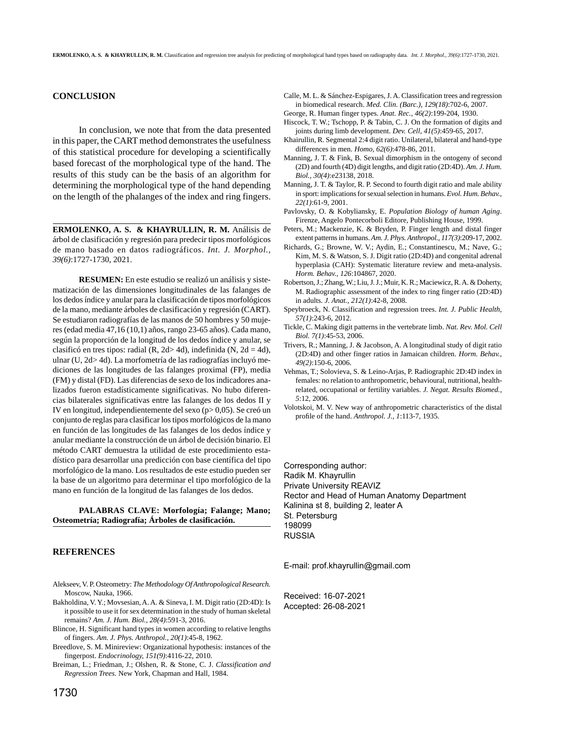## CONCLUSION

In conclusion, we note that from the data presented in this paper, the CART method demonstrates the usefulness of this statistical procedure for developing a scientifically based forecast of the morphological type of the hand. The results of this study can be the basis of an algorithm for determining the morphological type of the hand depending on the length of the phalanges of the index and ring fingers.

---

**ERMOLENKO, A. S. & KHAYRULLIN, R. M.** Análisis de árbol de clasificación y regresión para predecir tipos morfológicos de mano basado en datos radiográficos. *Int. J. Morphol., 39(6)*:1727-1730, 2021.

**RESUMEN:** En este estudio se realizó un análisis y sistematización de las dimensiones longitudinales de las falanges de los dedos índice y anular para la clasificación de tipos morfológicos de la mano, mediante árboles de clasificación y regresión (CART). Se estudiaron radiografías de las manos de 50 hombres y 50 mujeres (edad media 47,16 (10,1) años, rango 23-65 años). Cada mano, según la proporción de la longitud de los dedos índice y anular, se clasificó en tres tipos: radial (R, 2d> 4d), indefinida (N, 2d = 4d), ulnar (U, 2d> 4d). La morfometría de las radiografías incluyó mediciones de las longitudes de las falanges proximal (FP), media (FM) y distal (FD). Las diferencias de sexo de los indicadores analizados fueron estadísticamente significativas. No hubo diferencias bilaterales significativas entre las falanges de los dedos II y IV en longitud, independientemente del sexo (p> 0,05). Se creó un conjunto de reglas para clasificar los tipos morfológicos de la mano en función de las longitudes de las falanges de los dedos índice y anular mediante la construcción de un árbol de decisión binario. El método CART demuestra la utilidad de este procedimiento estadístico para desarrollar una predicción con base científica del tipo morfológico de la mano. Los resultados de este estudio pueden ser la base de un algoritmo para determinar el tipo morfológico de la mano en función de la longitud de las falanges de los dedos.

**PALABRAS CLAVE: Morfología; Falange; Mano; Osteometría; Radiografía; Árboles de clasificación.**

---

## REFERENCES

Alekseev, V. P. Osteometry: *The Methodology Of Anthropological Research.* Moscow, Nauka, 1966.

Bakholdina, V. Y.; Movsesian, A. A. & Sineva, I. M. Digit ratio (2D:4D): Is it possible to use it for sex determination in the study of human skeletal remains? *Am. J. Hum. Biol., 28(4)*:591-3, 2016.

Blincoe, H. Significant hand types in women according to relative lengths of fingers. *Am. J. Phys. Anthropol., 20(1)*:45-8, 1962.

Breedlove, S. M. Minireview: Organizational hypothesis: instances of the fingerpost. *Endocrinology, 151(9)*:4116-22, 2010.

Breiman, L.; Friedman, J.; Olshen, R. & Stone, C. J. *Classification and Regression Trees.* New York, Chapman and Hall, 1984.

Calle, M. L. & Sánchez-Espigares, J. A. Classification trees and regression in biomedical research. *Med. Clin. (Barc.), 129(18)*:702-6, 2007.

George, R. Human finger types. *Anat. Rec., 46(2)*:199-204, 1930.

Hiscock, T. W.; Tschopp, P. & Tabin, C. J. On the formation of digits and joints during limb development. *Dev. Cell, 41(5)*:459-65, 2017.

Khairullin, R. Segmental 2:4 digit ratio. Unilateral, bilateral and hand-type differences in men. *Homo, 62(6)*:478-86, 2011.

Manning, J. T. & Fink, B. Sexual dimorphism in the ontogeny of second (2D) and fourth (4D) digit lengths, and digit ratio (2D:4D). *Am. J. Hum. Biol., 30(4)*:e23138, 2018.

Manning, J. T. & Taylor, R. P. Second to fourth digit ratio and male ability in sport: implications for sexual selection in humans. *Evol. Hum. Behav., 22(1)*:61-9, 2001.

Pavlovsky, O. & Kobyliansky, E. *Population Biology of human Aging*. Firenze, Angelo Pontecorboli Editore, Publishing House, 1999.

Peters, M.; Mackenzie, K. & Bryden, P. Finger length and distal finger extent patterns in humans. *Am. J. Phys. Anthropol., 117(3)*:209-17, 2002.

Richards, G.; Browne, W. V.; Aydin, E.; Constantinescu, M.; Nave, G.; Kim, M. S. & Watson, S. J. Digit ratio (2D:4D) and congenital adrenal hyperplasia (CAH): Systematic literature review and meta-analysis. *Horm. Behav., 126*:104867, 2020.

Robertson, J.; Zhang, W.; Liu, J. J.; Muir, K. R.; Maciewicz, R. A. & Doherty, M. Radiographic assessment of the index to ring finger ratio (2D:4D) in adults. *J. Anat., 212(1)*:42-8, 2008.

Speybroeck, N. Classification and regression trees. *Int. J. Public Health, 57(1)*:243-6, 2012.

Tickle, C. Making digit patterns in the vertebrate limb. *Nat. Rev. Mol. Cell Biol. 7(1)*:45-53, 2006.

Trivers, R.; Manning, J. & Jacobson, A. A longitudinal study of digit ratio (2D:4D) and other finger ratios in Jamaican children. *Horm. Behav., 49(2)*:150-6, 2006.

Vehmas, T.; Solovieva, S. & Leino-Arjas, P. Radiographic 2D:4D index in females: no relation to anthropometric, behavioural, nutritional, health-related, occupational or fertility variables. *J. Negat. Results Biomed., 5*:12, 2006.

Volotskoi, M. V. New way of anthropometric characteristics of the distal profile of the hand. *Anthropol. J., 1*:113-7, 1935.

Corresponding author:
Radik M. Khayrullin
Private University REAVIZ
Rector and Head of Human Anatomy Department
Kalinina st 8, building 2, leater A
St. Petersburg
198099
RUSSIA

E-mail: prof.khayrullin@gmail.com

Received: 16-07-2021
Accepted: 26-08-2021